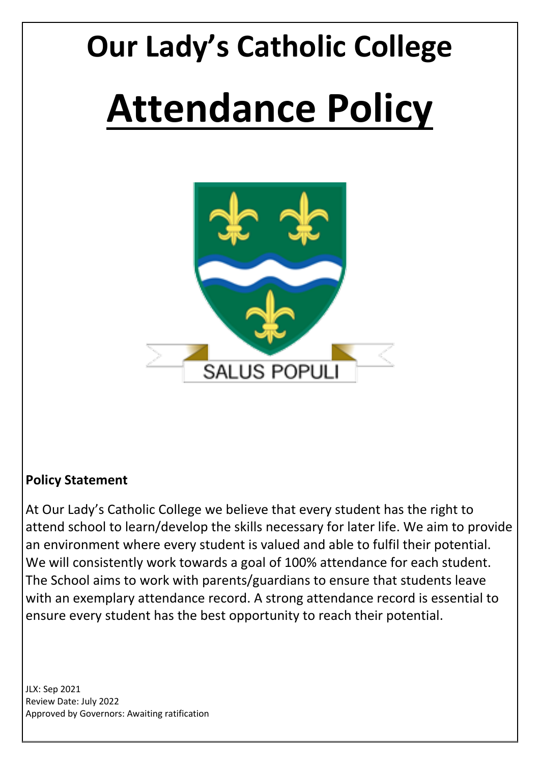# Our Lady's Catholic College

# Attendance Policy

SALUS POPULI

**Policy Statement**

At Our Lady's Catholic College we believe that every student has the right to attend school to learn/develop the skills necessary for later life. We aim to provide an environment where every student is valued and able to fulfil their potential. We will consistently work towards a goal of 100% attendance for each student. The School aims to work with parents/guardians to ensure that students leave with an exemplary attendance record. A strong attendance record is essential to ensure every student has the best opportunity to reach their potential.

JLX: Sep 2021
Review Date: July 2022
Approved by Governors: Awaiting ratification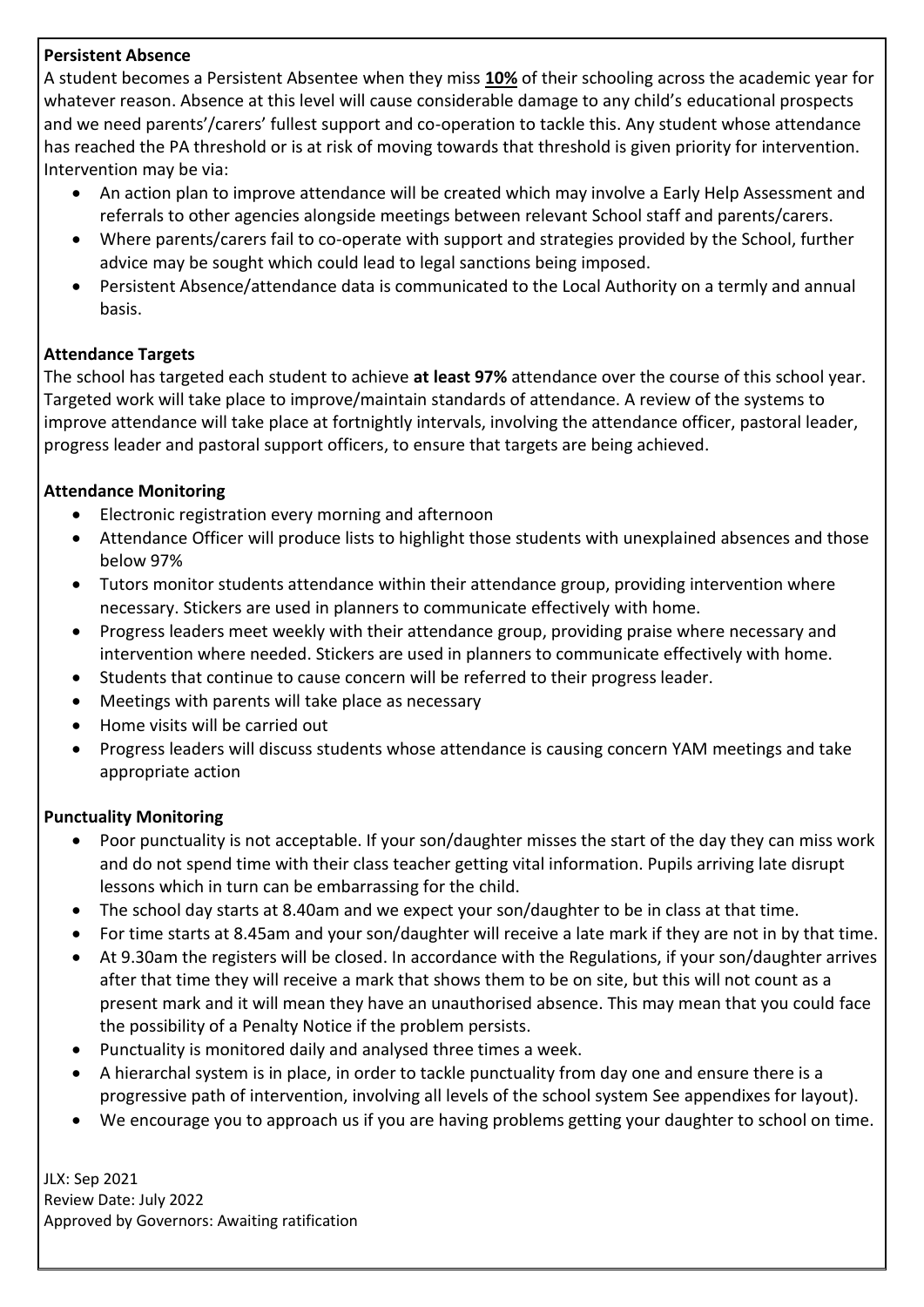**Persistent Absence**

A student becomes a Persistent Absentee when they miss **10%** of their schooling across the academic year for whatever reason. Absence at this level will cause considerable damage to any child's educational prospects and we need parents'/carers' fullest support and co-operation to tackle this. Any student whose attendance has reached the PA threshold or is at risk of moving towards that threshold is given priority for intervention. Intervention may be via:

- An action plan to improve attendance will be created which may involve a Early Help Assessment and referrals to other agencies alongside meetings between relevant School staff and parents/carers.
- Where parents/carers fail to co-operate with support and strategies provided by the School, further advice may be sought which could lead to legal sanctions being imposed.
- Persistent Absence/attendance data is communicated to the Local Authority on a termly and annual basis.

**Attendance Targets**

The school has targeted each student to achieve **at least 97%** attendance over the course of this school year. Targeted work will take place to improve/maintain standards of attendance. A review of the systems to improve attendance will take place at fortnightly intervals, involving the attendance officer, pastoral leader, progress leader and pastoral support officers, to ensure that targets are being achieved.

**Attendance Monitoring**

- Electronic registration every morning and afternoon
- Attendance Officer will produce lists to highlight those students with unexplained absences and those below 97%
- Tutors monitor students attendance within their attendance group, providing intervention where necessary. Stickers are used in planners to communicate effectively with home.
- Progress leaders meet weekly with their attendance group, providing praise where necessary and intervention where needed. Stickers are used in planners to communicate effectively with home.
- Students that continue to cause concern will be referred to their progress leader.
- Meetings with parents will take place as necessary
- Home visits will be carried out
- Progress leaders will discuss students whose attendance is causing concern YAM meetings and take appropriate action

**Punctuality Monitoring**

- Poor punctuality is not acceptable. If your son/daughter misses the start of the day they can miss work and do not spend time with their class teacher getting vital information. Pupils arriving late disrupt lessons which in turn can be embarrassing for the child.
- The school day starts at 8.40am and we expect your son/daughter to be in class at that time.
- For time starts at 8.45am and your son/daughter will receive a late mark if they are not in by that time.
- At 9.30am the registers will be closed. In accordance with the Regulations, if your son/daughter arrives after that time they will receive a mark that shows them to be on site, but this will not count as a present mark and it will mean they have an unauthorised absence. This may mean that you could face the possibility of a Penalty Notice if the problem persists.
- Punctuality is monitored daily and analysed three times a week.
- A hierarchal system is in place, in order to tackle punctuality from day one and ensure there is a progressive path of intervention, involving all levels of the school system See appendixes for layout).
- We encourage you to approach us if you are having problems getting your daughter to school on time.

JLX: Sep 2021
Review Date: July 2022
Approved by Governors: Awaiting ratification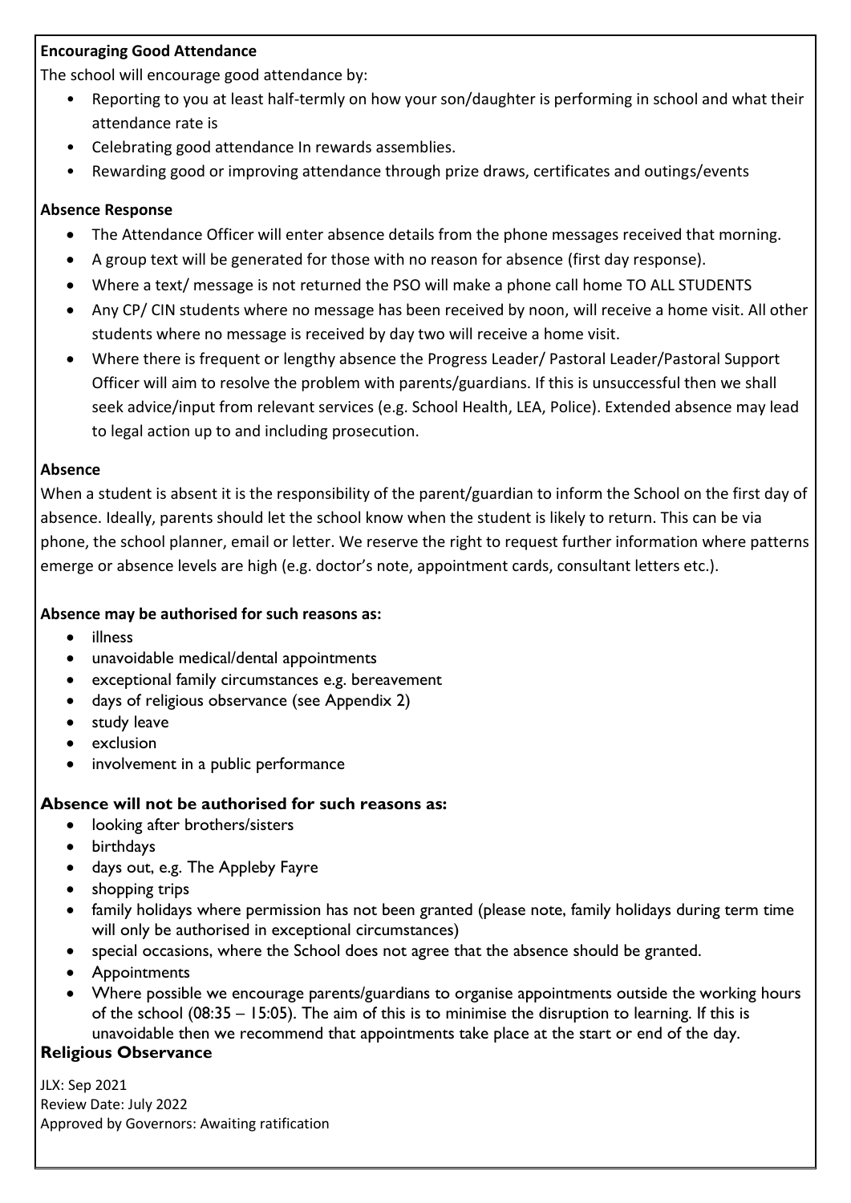**Encouraging Good Attendance**

The school will encourage good attendance by:

- Reporting to you at least half-termly on how your son/daughter is performing in school and what their attendance rate is
- Celebrating good attendance In rewards assemblies.
- Rewarding good or improving attendance through prize draws, certificates and outings/events

**Absence Response**

- The Attendance Officer will enter absence details from the phone messages received that morning.
- A group text will be generated for those with no reason for absence (first day response).
- Where a text/ message is not returned the PSO will make a phone call home TO ALL STUDENTS
- Any CP/ CIN students where no message has been received by noon, will receive a home visit. All other students where no message is received by day two will receive a home visit.
- Where there is frequent or lengthy absence the Progress Leader/ Pastoral Leader/Pastoral Support Officer will aim to resolve the problem with parents/guardians. If this is unsuccessful then we shall seek advice/input from relevant services (e.g. School Health, LEA, Police). Extended absence may lead to legal action up to and including prosecution.

**Absence**

When a student is absent it is the responsibility of the parent/guardian to inform the School on the first day of absence. Ideally, parents should let the school know when the student is likely to return. This can be via phone, the school planner, email or letter. We reserve the right to request further information where patterns emerge or absence levels are high (e.g. doctor's note, appointment cards, consultant letters etc.).

**Absence may be authorised for such reasons as:**

- illness
- unavoidable medical/dental appointments
- exceptional family circumstances e.g. bereavement
- days of religious observance (see Appendix 2)
- study leave
- exclusion
- involvement in a public performance

**Absence will not be authorised for such reasons as:**

- looking after brothers/sisters
- birthdays
- days out, e.g. The Appleby Fayre
- shopping trips
- family holidays where permission has not been granted (please note, family holidays during term time will only be authorised in exceptional circumstances)
- special occasions, where the School does not agree that the absence should be granted.
- Appointments
- Where possible we encourage parents/guardians to organise appointments outside the working hours of the school (08:35 – 15:05). The aim of this is to minimise the disruption to learning. If this is unavoidable then we recommend that appointments take place at the start or end of the day.

**Religious Observance**

JLX: Sep 2021
Review Date: July 2022
Approved by Governors: Awaiting ratification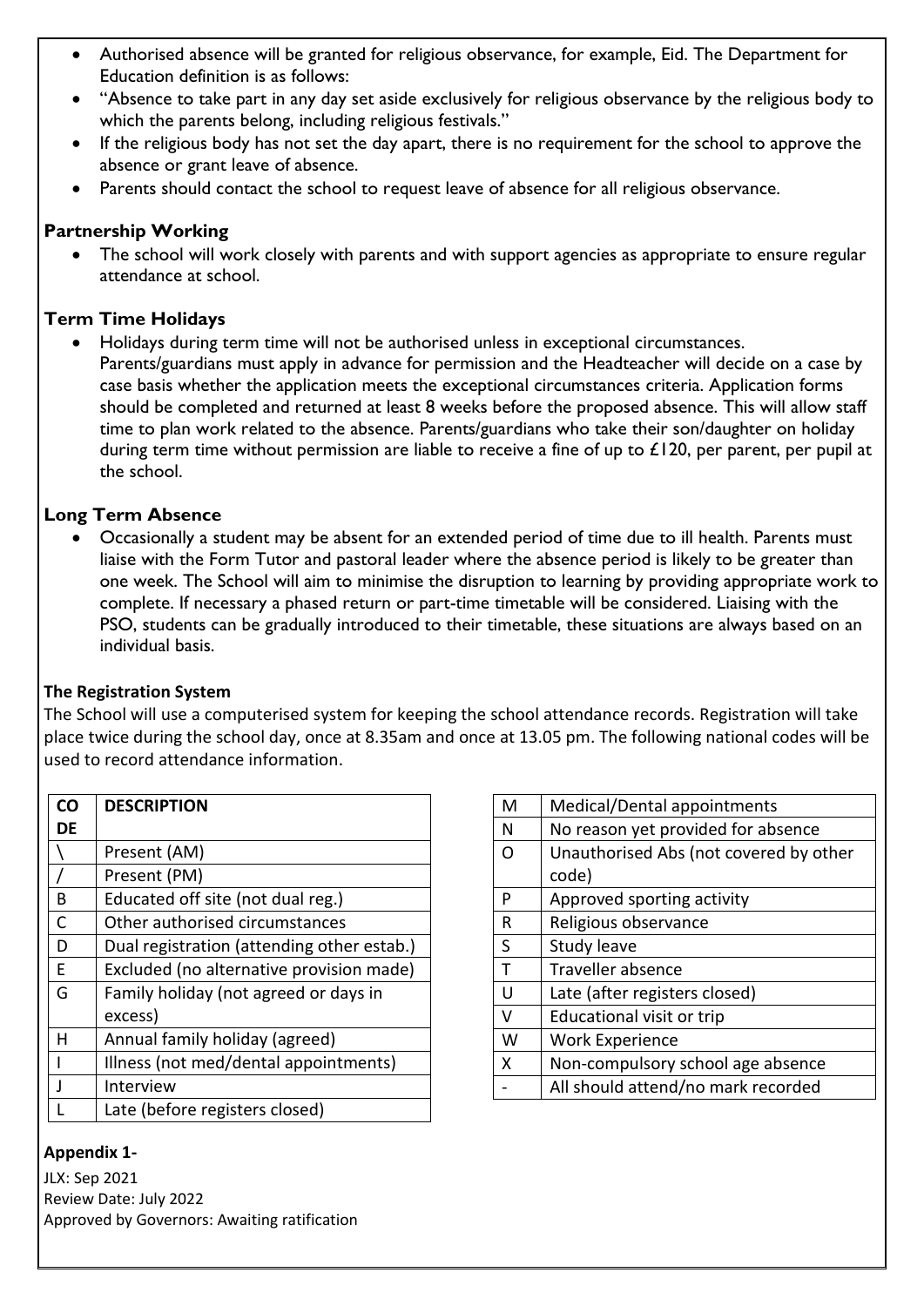- Authorised absence will be granted for religious observance, for example, Eid. The Department for Education definition is as follows:
- "Absence to take part in any day set aside exclusively for religious observance by the religious body to which the parents belong, including religious festivals."
- If the religious body has not set the day apart, there is no requirement for the school to approve the absence or grant leave of absence.
- Parents should contact the school to request leave of absence for all religious observance.

### Partnership Working

- The school will work closely with parents and with support agencies as appropriate to ensure regular attendance at school.

### Term Time Holidays

- Holidays during term time will not be authorised unless in exceptional circumstances. Parents/guardians must apply in advance for permission and the Headteacher will decide on a case by case basis whether the application meets the exceptional circumstances criteria. Application forms should be completed and returned at least 8 weeks before the proposed absence. This will allow staff time to plan work related to the absence. Parents/guardians who take their son/daughter on holiday during term time without permission are liable to receive a fine of up to £120, per parent, per pupil at the school.

### Long Term Absence

- Occasionally a student may be absent for an extended period of time due to ill health. Parents must liaise with the Form Tutor and pastoral leader where the absence period is likely to be greater than one week. The School will aim to minimise the disruption to learning by providing appropriate work to complete. If necessary a phased return or part-time timetable will be considered. Liaising with the PSO, students can be gradually introduced to their timetable, these situations are always based on an individual basis.

### The Registration System

The School will use a computerised system for keeping the school attendance records. Registration will take place twice during the school day, once at 8.35am and once at 13.05 pm. The following national codes will be used to record attendance information.

| CODE | DESCRIPTION |
|---|---|
| \ | Present (AM) |
| / | Present (PM) |
| B | Educated off site (not dual reg.) |
| C | Other authorised circumstances |
| D | Dual registration (attending other estab.) |
| E | Excluded (no alternative provision made) |
| G | Family holiday (not agreed or days in excess) |
| H | Annual family holiday (agreed) |
| I | Illness (not med/dental appointments) |
| J | Interview |
| L | Late (before registers closed) |
| M | Medical/Dental appointments |
| N | No reason yet provided for absence |
| O | Unauthorised Abs (not covered by other code) |
| P | Approved sporting activity |
| R | Religious observance |
| S | Study leave |
| T | Traveller absence |
| U | Late (after registers closed) |
| V | Educational visit or trip |
| W | Work Experience |
| X | Non-compulsory school age absence |
| - | All should attend/no mark recorded |

**Appendix 1-**

JLX: Sep 2021
Review Date: July 2022
Approved by Governors: Awaiting ratification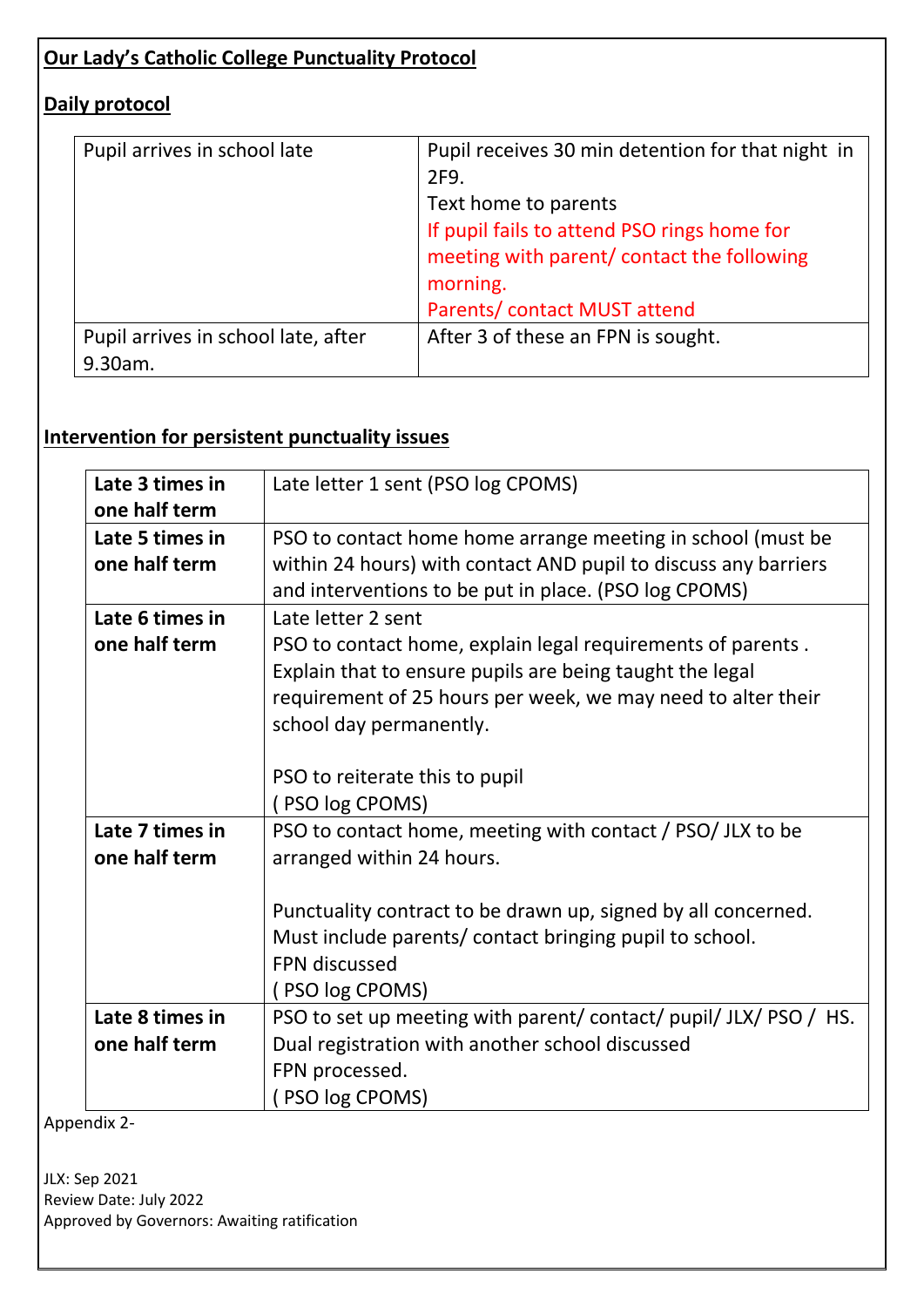**Our Lady's Catholic College Punctuality Protocol**

**Daily protocol**

| | |
|---|---|
| Pupil arrives in school late | Pupil receives 30 min detention for that night in 2F9.<br>Text home to parents<br>If pupil fails to attend PSO rings home for meeting with parent/ contact the following morning.<br>Parents/ contact MUST attend |
| Pupil arrives in school late, after 9.30am. | After 3 of these an FPN is sought. |

**Intervention for persistent punctuality issues**

| | |
|---|---|
| **Late 3 times in one half term** | Late letter 1 sent (PSO log CPOMS) |
| **Late 5 times in one half term** | PSO to contact home home arrange meeting in school (must be within 24 hours) with contact AND pupil to discuss any barriers and interventions to be put in place. (PSO log CPOMS) |
| **Late 6 times in one half term** | Late letter 2 sent<br>PSO to contact home, explain legal requirements of parents .<br>Explain that to ensure pupils are being taught the legal requirement of 25 hours per week, we may need to alter their school day permanently.<br><br>PSO to reiterate this to pupil<br>( PSO log CPOMS) |
| **Late 7 times in one half term** | PSO to contact home, meeting with contact / PSO/ JLX to be arranged within 24 hours.<br><br>Punctuality contract to be drawn up, signed by all concerned.<br>Must include parents/ contact bringing pupil to school.<br>FPN discussed<br>( PSO log CPOMS) |
| **Late 8 times in one half term** | PSO to set up meeting with parent/ contact/ pupil/ JLX/ PSO / HS.<br>Dual registration with another school discussed<br>FPN processed.<br>( PSO log CPOMS) |

Appendix 2-

JLX: Sep 2021
Review Date: July 2022
Approved by Governors: Awaiting ratification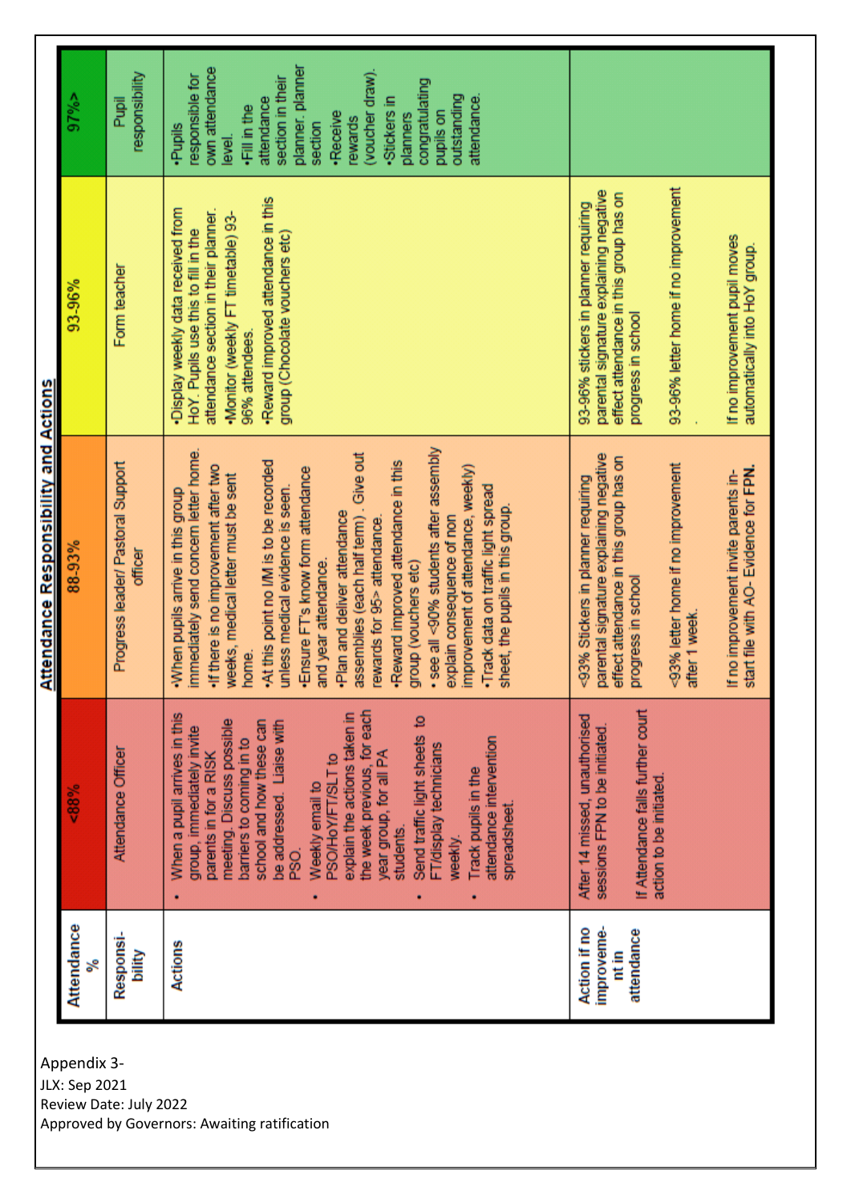## Attendance Responsibility and Actions

| Attendance % | <88% | 88-93% | 93-96% | 97%> |
|---|---|---|---|---|
| Responsi-bility | Attendance Officer | Progress leader/ Pastoral Support officer | Form teacher | Pupil responsibility |
| Actions | • When a pupil arrives in this group, immediately invite parents in for a RISK meeting. Discuss possible barriers to coming in to school and how these can be addressed. Liaise with PSO. <br> • Weekly email to PSO/HoY/FT/SLT to explain the actions taken in the week previous, for each year group, for all PA students. <br> • Send traffic light sheets to FT/display technicians weekly. <br> • Track pupils in the attendance intervention spreadsheet. | •When pupils arrive in this group immediately send concern letter home. <br> •If there is no improvement after two weeks, medical letter must be sent home. <br> •At this point no I/M is to be recorded unless medical evidence is seen. <br> •Ensure FT's know form attendance and year attendance. <br> •Plan and deliver attendance assemblies (each half term) . Give out rewards for 95> attendance. <br> •Reward improved attendance in this group (vouchers etc) <br> • see all <90% students after assembly explain consequence of non improvement of attendance, weekly) <br> •Track data on traffic light spread sheet, the pupils in this group. | •Display weekly data received from HoY. Pupils use this to fill in the attendance section in their planner. <br> •Monitor (weekly FT timetable) 93-96% attendees. <br> •Reward improved attendance in this group (Chocolate vouchers etc) | •Pupils responsible for own attendance level. <br> •Fill in the attendance section in their planner. planner section <br> •Receive rewards (voucher draw). <br> •Stickers in planners congratulating pupils on outstanding attendance. |
| Action if no improveme-nt in attendance | After 14 missed, unauthorised sessions FPN to be initiated. <br><br> If Attendance falls further court action to be initiated. | <93% Stickers in planner requiring parental signature explaining negative effect attendance in this group has on progress in school <br><br> <93% letter home if no improvement after 1 week. <br><br> If no improvement invite parents in-start file with AO- Evidence for **FPN.** | 93-96% stickers in planner requiring parental signature explaining negative effect attendance in this group has on progress in school <br><br> 93-96% letter home if no improvement <br><br> . <br><br> If no improvement pupil moves automatically into HoY group. | |

Appendix 3-
JLX: Sep 2021
Review Date: July 2022
Approved by Governors: Awaiting ratification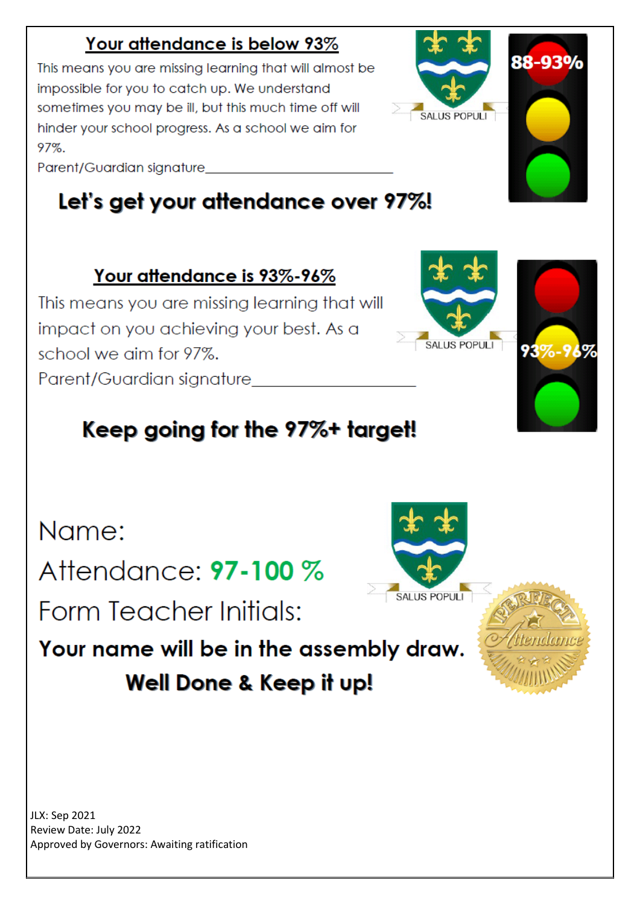## Your attendance is below 93%

This means you are missing learning that will almost be impossible for you to catch up. We understand sometimes you may be ill, but this much time off will hinder your school progress. As a school we aim for 97%.

Parent/Guardian signature______________________________

SALUS POPULI

88-93%

**Let's get your attendance over 97%!**

## Your attendance is 93%-96%

This means you are missing learning that will impact on you achieving your best. As a school we aim for 97%.

Parent/Guardian signature____________________

SALUS POPULI

93%-96%

**Keep going for the 97%+ target!**

Name:

Attendance: **97-100 %**

Form Teacher Initials:

SALUS POPULI

PERFECT Attendance

**Your name will be in the assembly draw.**

**Well Done & Keep it up!**

JLX: Sep 2021

Review Date: July 2022

Approved by Governors: Awaiting ratification